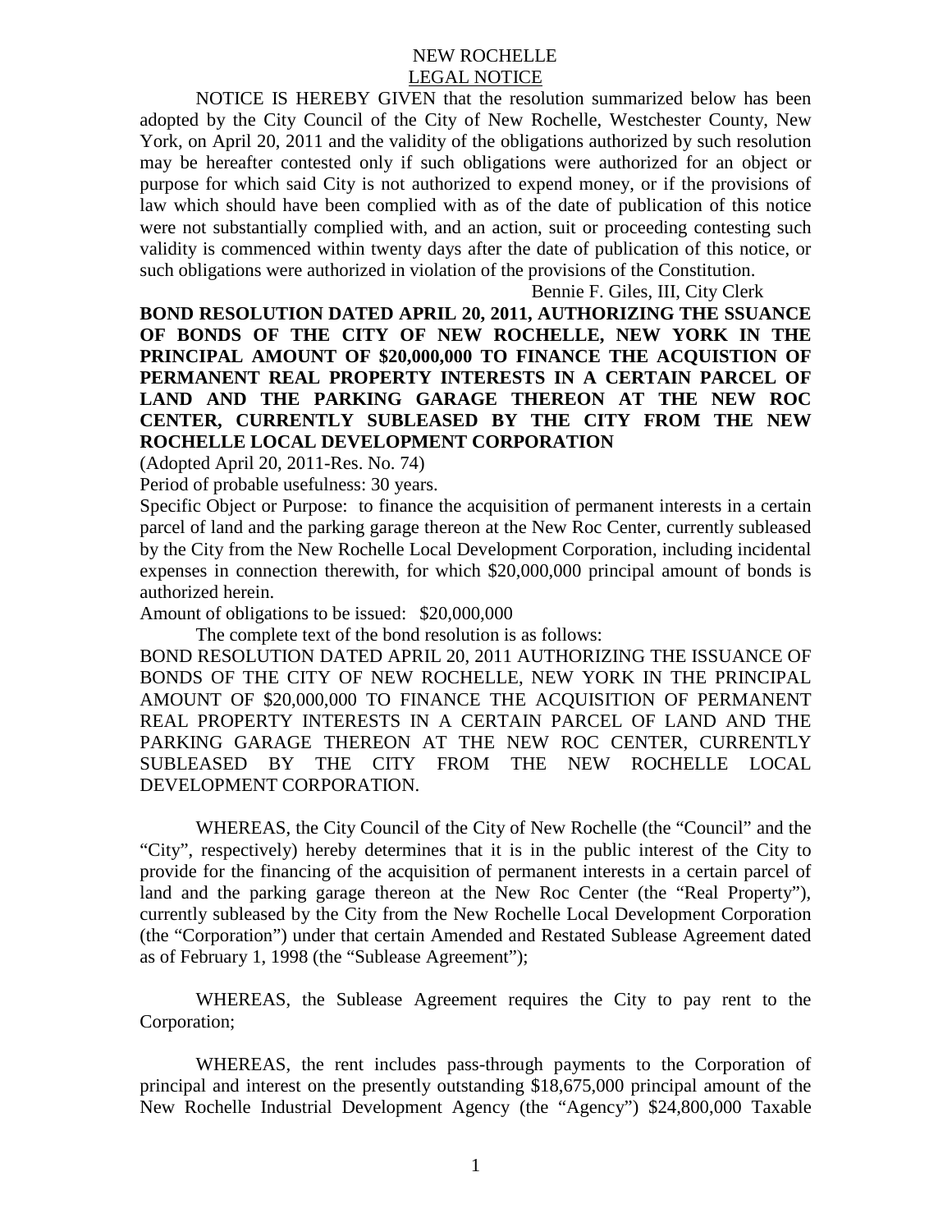NEW ROCHELLE

LEGAL NOTICE

NOTICE IS HEREBY GIVEN that the resolution summarized below has been adopted by the City Council of the City of New Rochelle, Westchester County, New York, on April 20, 2011 and the validity of the obligations authorized by such resolution may be hereafter contested only if such obligations were authorized for an object or purpose for which said City is not authorized to expend money, or if the provisions of law which should have been complied with as of the date of publication of this notice were not substantially complied with, and an action, suit or proceeding contesting such validity is commenced within twenty days after the date of publication of this notice, or such obligations were authorized in violation of the provisions of the Constitution.

Bennie F. Giles, III, City Clerk

**BOND RESOLUTION DATED APRIL 20, 2011, AUTHORIZING THE SSUANCE OF BONDS OF THE CITY OF NEW ROCHELLE, NEW YORK IN THE PRINCIPAL AMOUNT OF $20,000,000 TO FINANCE THE ACQUISTION OF PERMANENT REAL PROPERTY INTERESTS IN A CERTAIN PARCEL OF LAND AND THE PARKING GARAGE THEREON AT THE NEW ROC CENTER, CURRENTLY SUBLEASED BY THE CITY FROM THE NEW ROCHELLE LOCAL DEVELOPMENT CORPORATION**

(Adopted April 20, 2011-Res. No. 74)

Period of probable usefulness: 30 years.

Specific Object or Purpose: to finance the acquisition of permanent interests in a certain parcel of land and the parking garage thereon at the New Roc Center, currently subleased by the City from the New Rochelle Local Development Corporation, including incidental expenses in connection therewith, for which $20,000,000 principal amount of bonds is authorized herein.

Amount of obligations to be issued: $20,000,000

The complete text of the bond resolution is as follows:

BOND RESOLUTION DATED APRIL 20, 2011 AUTHORIZING THE ISSUANCE OF BONDS OF THE CITY OF NEW ROCHELLE, NEW YORK IN THE PRINCIPAL AMOUNT OF $20,000,000 TO FINANCE THE ACQUISITION OF PERMANENT REAL PROPERTY INTERESTS IN A CERTAIN PARCEL OF LAND AND THE PARKING GARAGE THEREON AT THE NEW ROC CENTER, CURRENTLY SUBLEASED BY THE CITY FROM THE NEW ROCHELLE LOCAL DEVELOPMENT CORPORATION.

WHEREAS, the City Council of the City of New Rochelle (the "Council" and the "City", respectively) hereby determines that it is in the public interest of the City to provide for the financing of the acquisition of permanent interests in a certain parcel of land and the parking garage thereon at the New Roc Center (the "Real Property"), currently subleased by the City from the New Rochelle Local Development Corporation (the "Corporation") under that certain Amended and Restated Sublease Agreement dated as of February 1, 1998 (the "Sublease Agreement");

WHEREAS, the Sublease Agreement requires the City to pay rent to the Corporation;

WHEREAS, the rent includes pass-through payments to the Corporation of principal and interest on the presently outstanding $18,675,000 principal amount of the New Rochelle Industrial Development Agency (the "Agency") $24,800,000 Taxable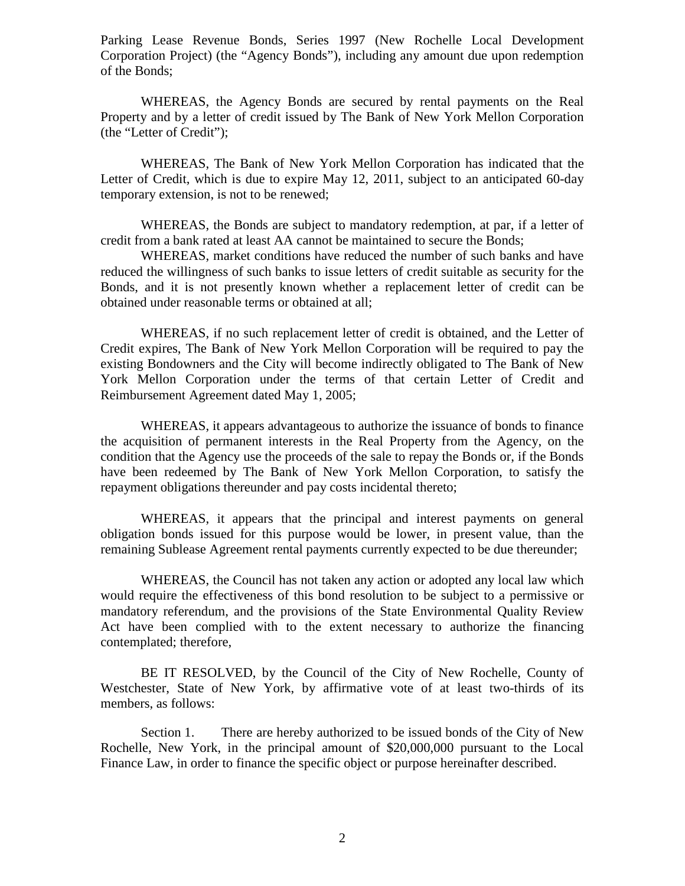Parking Lease Revenue Bonds, Series 1997 (New Rochelle Local Development Corporation Project) (the "Agency Bonds"), including any amount due upon redemption of the Bonds;

WHEREAS, the Agency Bonds are secured by rental payments on the Real Property and by a letter of credit issued by The Bank of New York Mellon Corporation (the "Letter of Credit");

WHEREAS, The Bank of New York Mellon Corporation has indicated that the Letter of Credit, which is due to expire May 12, 2011, subject to an anticipated 60-day temporary extension, is not to be renewed;

WHEREAS, the Bonds are subject to mandatory redemption, at par, if a letter of credit from a bank rated at least AA cannot be maintained to secure the Bonds;

WHEREAS, market conditions have reduced the number of such banks and have reduced the willingness of such banks to issue letters of credit suitable as security for the Bonds, and it is not presently known whether a replacement letter of credit can be obtained under reasonable terms or obtained at all;

WHEREAS, if no such replacement letter of credit is obtained, and the Letter of Credit expires, The Bank of New York Mellon Corporation will be required to pay the existing Bondowners and the City will become indirectly obligated to The Bank of New York Mellon Corporation under the terms of that certain Letter of Credit and Reimbursement Agreement dated May 1, 2005;

WHEREAS, it appears advantageous to authorize the issuance of bonds to finance the acquisition of permanent interests in the Real Property from the Agency, on the condition that the Agency use the proceeds of the sale to repay the Bonds or, if the Bonds have been redeemed by The Bank of New York Mellon Corporation, to satisfy the repayment obligations thereunder and pay costs incidental thereto;

WHEREAS, it appears that the principal and interest payments on general obligation bonds issued for this purpose would be lower, in present value, than the remaining Sublease Agreement rental payments currently expected to be due thereunder;

WHEREAS, the Council has not taken any action or adopted any local law which would require the effectiveness of this bond resolution to be subject to a permissive or mandatory referendum, and the provisions of the State Environmental Quality Review Act have been complied with to the extent necessary to authorize the financing contemplated; therefore,

BE IT RESOLVED, by the Council of the City of New Rochelle, County of Westchester, State of New York, by affirmative vote of at least two-thirds of its members, as follows:

Section 1. There are hereby authorized to be issued bonds of the City of New Rochelle, New York, in the principal amount of $20,000,000 pursuant to the Local Finance Law, in order to finance the specific object or purpose hereinafter described.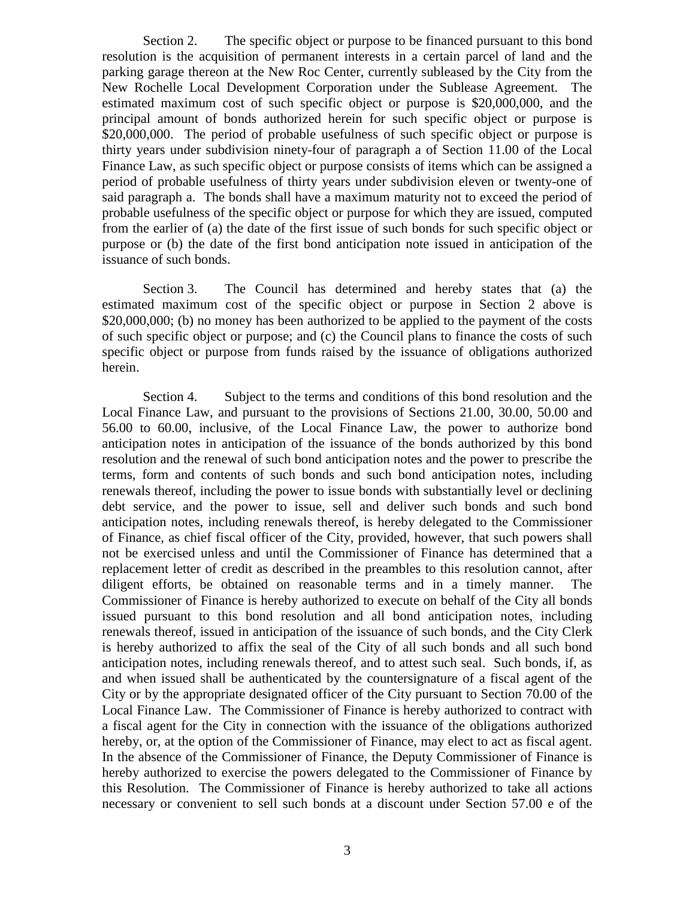Section 2. The specific object or purpose to be financed pursuant to this bond resolution is the acquisition of permanent interests in a certain parcel of land and the parking garage thereon at the New Roc Center, currently subleased by the City from the New Rochelle Local Development Corporation under the Sublease Agreement. The estimated maximum cost of such specific object or purpose is $20,000,000, and the principal amount of bonds authorized herein for such specific object or purpose is $20,000,000. The period of probable usefulness of such specific object or purpose is thirty years under subdivision ninety-four of paragraph a of Section 11.00 of the Local Finance Law, as such specific object or purpose consists of items which can be assigned a period of probable usefulness of thirty years under subdivision eleven or twenty-one of said paragraph a. The bonds shall have a maximum maturity not to exceed the period of probable usefulness of the specific object or purpose for which they are issued, computed from the earlier of (a) the date of the first issue of such bonds for such specific object or purpose or (b) the date of the first bond anticipation note issued in anticipation of the issuance of such bonds.

Section 3. The Council has determined and hereby states that (a) the estimated maximum cost of the specific object or purpose in Section 2 above is $20,000,000; (b) no money has been authorized to be applied to the payment of the costs of such specific object or purpose; and (c) the Council plans to finance the costs of such specific object or purpose from funds raised by the issuance of obligations authorized herein.

Section 4. Subject to the terms and conditions of this bond resolution and the Local Finance Law, and pursuant to the provisions of Sections 21.00, 30.00, 50.00 and 56.00 to 60.00, inclusive, of the Local Finance Law, the power to authorize bond anticipation notes in anticipation of the issuance of the bonds authorized by this bond resolution and the renewal of such bond anticipation notes and the power to prescribe the terms, form and contents of such bonds and such bond anticipation notes, including renewals thereof, including the power to issue bonds with substantially level or declining debt service, and the power to issue, sell and deliver such bonds and such bond anticipation notes, including renewals thereof, is hereby delegated to the Commissioner of Finance, as chief fiscal officer of the City, provided, however, that such powers shall not be exercised unless and until the Commissioner of Finance has determined that a replacement letter of credit as described in the preambles to this resolution cannot, after diligent efforts, be obtained on reasonable terms and in a timely manner. The Commissioner of Finance is hereby authorized to execute on behalf of the City all bonds issued pursuant to this bond resolution and all bond anticipation notes, including renewals thereof, issued in anticipation of the issuance of such bonds, and the City Clerk is hereby authorized to affix the seal of the City of all such bonds and all such bond anticipation notes, including renewals thereof, and to attest such seal. Such bonds, if, as and when issued shall be authenticated by the countersignature of a fiscal agent of the City or by the appropriate designated officer of the City pursuant to Section 70.00 of the Local Finance Law. The Commissioner of Finance is hereby authorized to contract with a fiscal agent for the City in connection with the issuance of the obligations authorized hereby, or, at the option of the Commissioner of Finance, may elect to act as fiscal agent. In the absence of the Commissioner of Finance, the Deputy Commissioner of Finance is hereby authorized to exercise the powers delegated to the Commissioner of Finance by this Resolution. The Commissioner of Finance is hereby authorized to take all actions necessary or convenient to sell such bonds at a discount under Section 57.00 e of the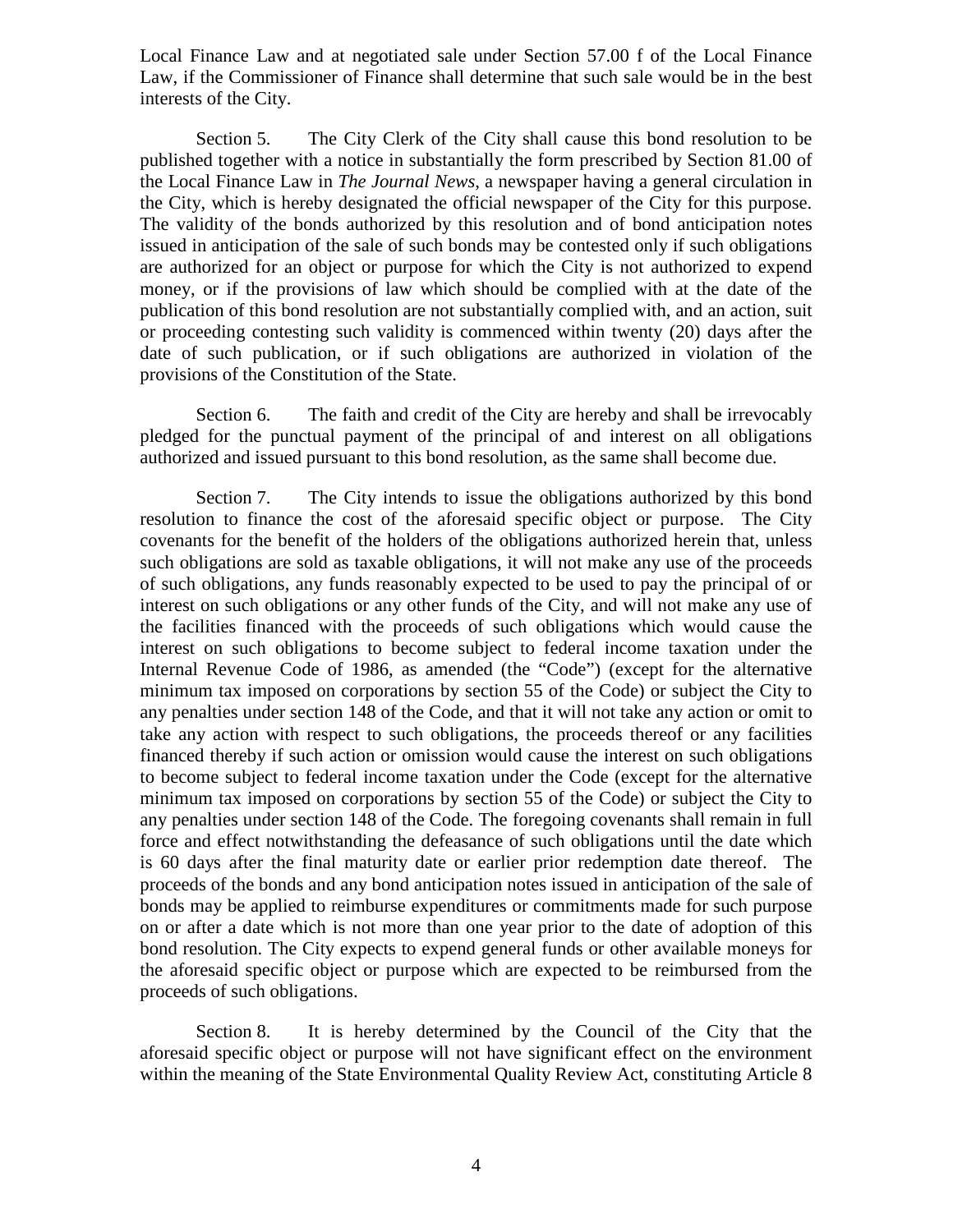Local Finance Law and at negotiated sale under Section 57.00 f of the Local Finance Law, if the Commissioner of Finance shall determine that such sale would be in the best interests of the City.

Section 5. The City Clerk of the City shall cause this bond resolution to be published together with a notice in substantially the form prescribed by Section 81.00 of the Local Finance Law in *The Journal News*, a newspaper having a general circulation in the City, which is hereby designated the official newspaper of the City for this purpose. The validity of the bonds authorized by this resolution and of bond anticipation notes issued in anticipation of the sale of such bonds may be contested only if such obligations are authorized for an object or purpose for which the City is not authorized to expend money, or if the provisions of law which should be complied with at the date of the publication of this bond resolution are not substantially complied with, and an action, suit or proceeding contesting such validity is commenced within twenty (20) days after the date of such publication, or if such obligations are authorized in violation of the provisions of the Constitution of the State.

Section 6. The faith and credit of the City are hereby and shall be irrevocably pledged for the punctual payment of the principal of and interest on all obligations authorized and issued pursuant to this bond resolution, as the same shall become due.

Section 7. The City intends to issue the obligations authorized by this bond resolution to finance the cost of the aforesaid specific object or purpose. The City covenants for the benefit of the holders of the obligations authorized herein that, unless such obligations are sold as taxable obligations, it will not make any use of the proceeds of such obligations, any funds reasonably expected to be used to pay the principal of or interest on such obligations or any other funds of the City, and will not make any use of the facilities financed with the proceeds of such obligations which would cause the interest on such obligations to become subject to federal income taxation under the Internal Revenue Code of 1986, as amended (the "Code") (except for the alternative minimum tax imposed on corporations by section 55 of the Code) or subject the City to any penalties under section 148 of the Code, and that it will not take any action or omit to take any action with respect to such obligations, the proceeds thereof or any facilities financed thereby if such action or omission would cause the interest on such obligations to become subject to federal income taxation under the Code (except for the alternative minimum tax imposed on corporations by section 55 of the Code) or subject the City to any penalties under section 148 of the Code. The foregoing covenants shall remain in full force and effect notwithstanding the defeasance of such obligations until the date which is 60 days after the final maturity date or earlier prior redemption date thereof. The proceeds of the bonds and any bond anticipation notes issued in anticipation of the sale of bonds may be applied to reimburse expenditures or commitments made for such purpose on or after a date which is not more than one year prior to the date of adoption of this bond resolution. The City expects to expend general funds or other available moneys for the aforesaid specific object or purpose which are expected to be reimbursed from the proceeds of such obligations.

Section 8. It is hereby determined by the Council of the City that the aforesaid specific object or purpose will not have significant effect on the environment within the meaning of the State Environmental Quality Review Act, constituting Article 8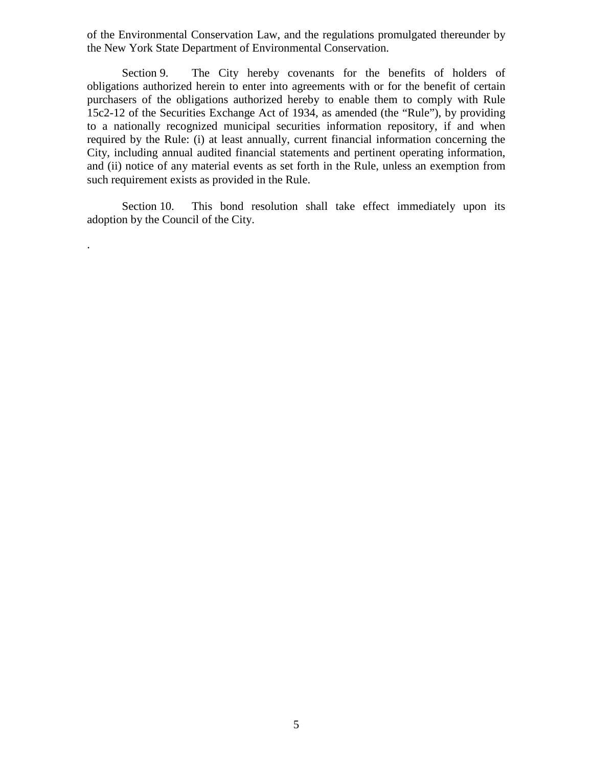of the Environmental Conservation Law, and the regulations promulgated thereunder by the New York State Department of Environmental Conservation.

Section 9. The City hereby covenants for the benefits of holders of obligations authorized herein to enter into agreements with or for the benefit of certain purchasers of the obligations authorized hereby to enable them to comply with Rule 15c2-12 of the Securities Exchange Act of 1934, as amended (the "Rule"), by providing to a nationally recognized municipal securities information repository, if and when required by the Rule: (i) at least annually, current financial information concerning the City, including annual audited financial statements and pertinent operating information, and (ii) notice of any material events as set forth in the Rule, unless an exemption from such requirement exists as provided in the Rule.

Section 10. This bond resolution shall take effect immediately upon its adoption by the Council of the City.

.